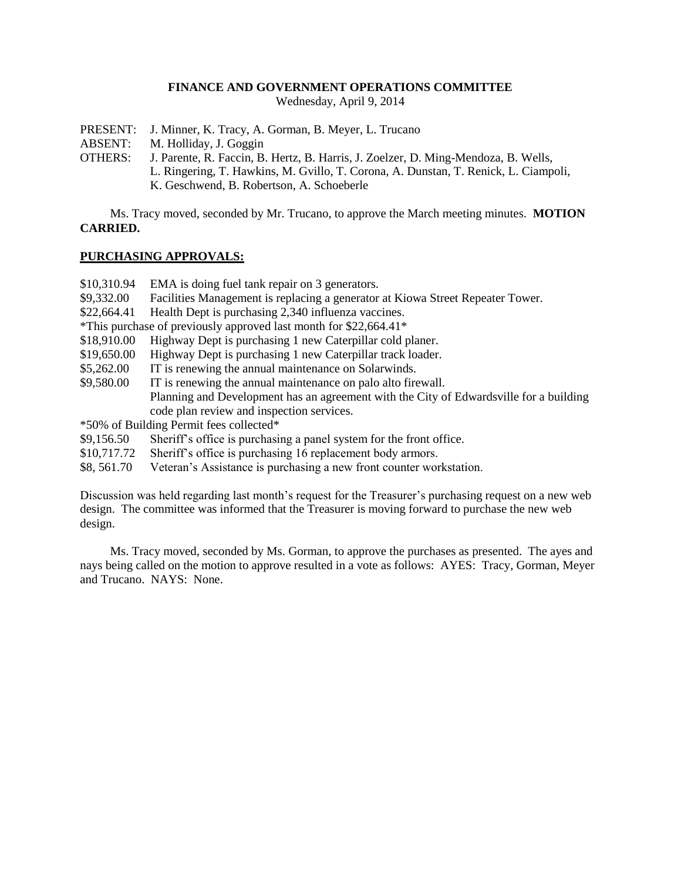**FINANCE AND GOVERNMENT OPERATIONS COMMITTEE**
Wednesday, April 9, 2014

PRESENT: J. Minner, K. Tracy, A. Gorman, B. Meyer, L. Trucano
ABSENT: M. Holliday, J. Goggin
OTHERS: J. Parente, R. Faccin, B. Hertz, B. Harris, J. Zoelzer, D. Ming-Mendoza, B. Wells, L. Ringering, T. Hawkins, M. Gvillo, T. Corona, A. Dunstan, T. Renick, L. Ciampoli, K. Geschwend, B. Robertson, A. Schoeberle

Ms. Tracy moved, seconded by Mr. Trucano, to approve the March meeting minutes. **MOTION CARRIED.**

**PURCHASING APPROVALS:**

$10,310.94 EMA is doing fuel tank repair on 3 generators.
$9,332.00 Facilities Management is replacing a generator at Kiowa Street Repeater Tower.
$22,664.41 Health Dept is purchasing 2,340 influenza vaccines.
*This purchase of previously approved last month for $22,664.41*
$18,910.00 Highway Dept is purchasing 1 new Caterpillar cold planer.
$19,650.00 Highway Dept is purchasing 1 new Caterpillar track loader.
$5,262.00 IT is renewing the annual maintenance on Solarwinds.
$9,580.00 IT is renewing the annual maintenance on palo alto firewall.
Planning and Development has an agreement with the City of Edwardsville for a building code plan review and inspection services.
*50% of Building Permit fees collected*
$9,156.50 Sheriff's office is purchasing a panel system for the front office.
$10,717.72 Sheriff's office is purchasing 16 replacement body armors.
$8, 561.70 Veteran's Assistance is purchasing a new front counter workstation.

Discussion was held regarding last month's request for the Treasurer's purchasing request on a new web design. The committee was informed that the Treasurer is moving forward to purchase the new web design.

Ms. Tracy moved, seconded by Ms. Gorman, to approve the purchases as presented. The ayes and nays being called on the motion to approve resulted in a vote as follows: AYES: Tracy, Gorman, Meyer and Trucano. NAYS: None.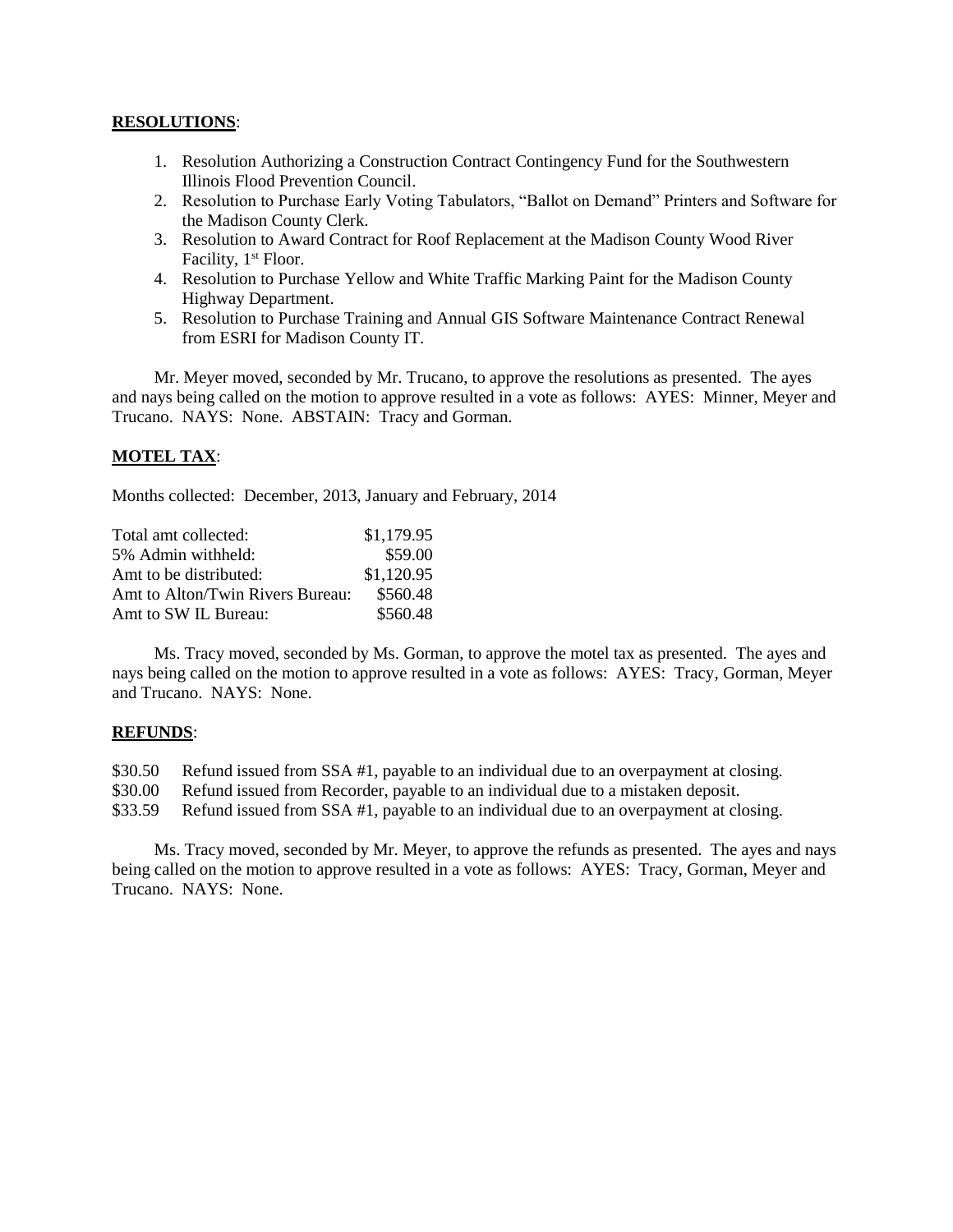**RESOLUTIONS**:

1. Resolution Authorizing a Construction Contract Contingency Fund for the Southwestern Illinois Flood Prevention Council.
2. Resolution to Purchase Early Voting Tabulators, "Ballot on Demand" Printers and Software for the Madison County Clerk.
3. Resolution to Award Contract for Roof Replacement at the Madison County Wood River Facility, 1st Floor.
4. Resolution to Purchase Yellow and White Traffic Marking Paint for the Madison County Highway Department.
5. Resolution to Purchase Training and Annual GIS Software Maintenance Contract Renewal from ESRI for Madison County IT.

Mr. Meyer moved, seconded by Mr. Trucano, to approve the resolutions as presented. The ayes and nays being called on the motion to approve resulted in a vote as follows: AYES: Minner, Meyer and Trucano. NAYS: None. ABSTAIN: Tracy and Gorman.

**MOTEL TAX**:

Months collected: December, 2013, January and February, 2014

| | |
|---|---|
| Total amt collected: | $1,179.95 |
| 5% Admin withheld: | $59.00 |
| Amt to be distributed: | $1,120.95 |
| Amt to Alton/Twin Rivers Bureau: | $560.48 |
| Amt to SW IL Bureau: | $560.48 |

Ms. Tracy moved, seconded by Ms. Gorman, to approve the motel tax as presented. The ayes and nays being called on the motion to approve resulted in a vote as follows: AYES: Tracy, Gorman, Meyer and Trucano. NAYS: None.

**REFUNDS**:

$30.50 Refund issued from SSA #1, payable to an individual due to an overpayment at closing.
$30.00 Refund issued from Recorder, payable to an individual due to a mistaken deposit.
$33.59 Refund issued from SSA #1, payable to an individual due to an overpayment at closing.

Ms. Tracy moved, seconded by Mr. Meyer, to approve the refunds as presented. The ayes and nays being called on the motion to approve resulted in a vote as follows: AYES: Tracy, Gorman, Meyer and Trucano. NAYS: None.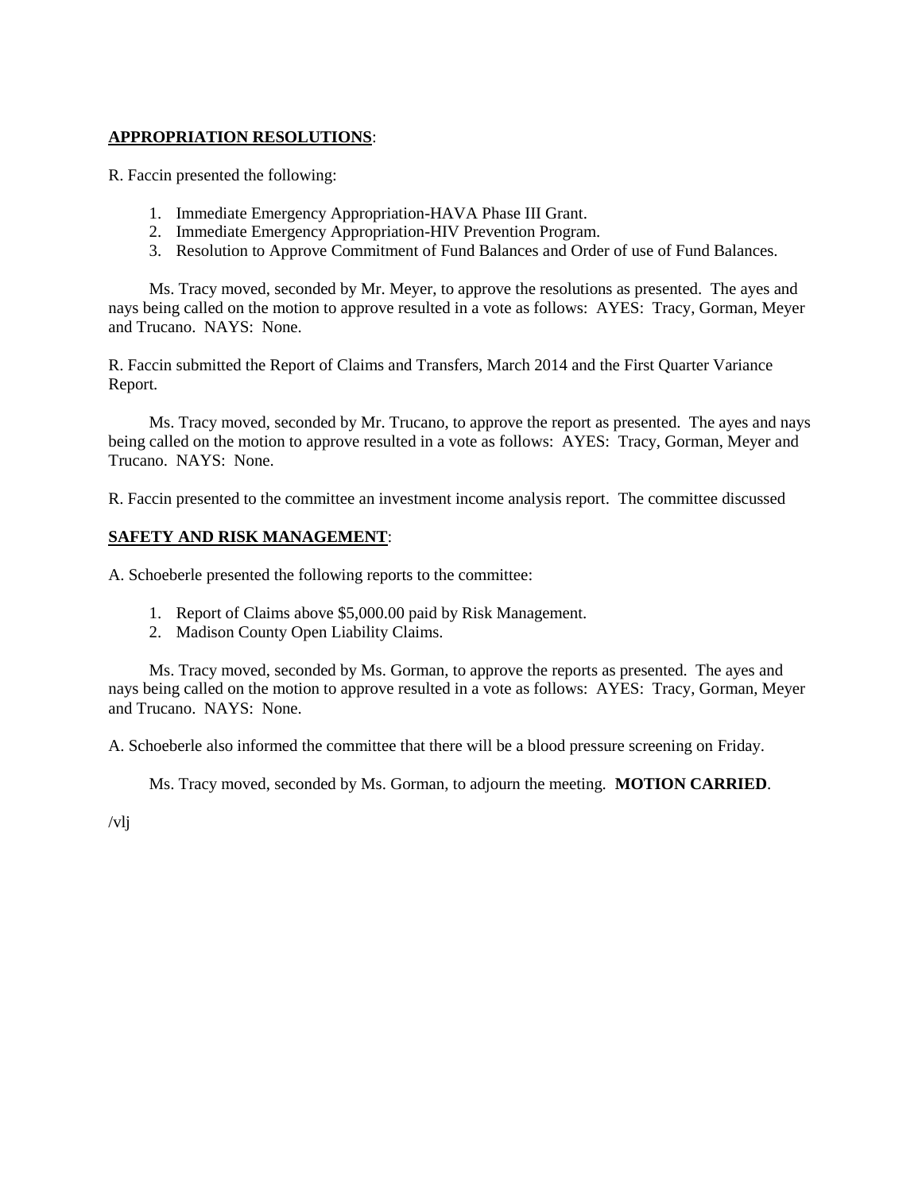**<u>APPROPRIATION RESOLUTIONS</u>**:

R. Faccin presented the following:

1. Immediate Emergency Appropriation-HAVA Phase III Grant.
2. Immediate Emergency Appropriation-HIV Prevention Program.
3. Resolution to Approve Commitment of Fund Balances and Order of use of Fund Balances.

Ms. Tracy moved, seconded by Mr. Meyer, to approve the resolutions as presented. The ayes and nays being called on the motion to approve resulted in a vote as follows: AYES: Tracy, Gorman, Meyer and Trucano. NAYS: None.

R. Faccin submitted the Report of Claims and Transfers, March 2014 and the First Quarter Variance Report.

Ms. Tracy moved, seconded by Mr. Trucano, to approve the report as presented. The ayes and nays being called on the motion to approve resulted in a vote as follows: AYES: Tracy, Gorman, Meyer and Trucano. NAYS: None.

R. Faccin presented to the committee an investment income analysis report. The committee discussed

**<u>SAFETY AND RISK MANAGEMENT</u>**:

A. Schoeberle presented the following reports to the committee:

1. Report of Claims above $5,000.00 paid by Risk Management.
2. Madison County Open Liability Claims.

Ms. Tracy moved, seconded by Ms. Gorman, to approve the reports as presented. The ayes and nays being called on the motion to approve resulted in a vote as follows: AYES: Tracy, Gorman, Meyer and Trucano. NAYS: None.

A. Schoeberle also informed the committee that there will be a blood pressure screening on Friday.

Ms. Tracy moved, seconded by Ms. Gorman, to adjourn the meeting. **MOTION CARRIED**.

/vlj